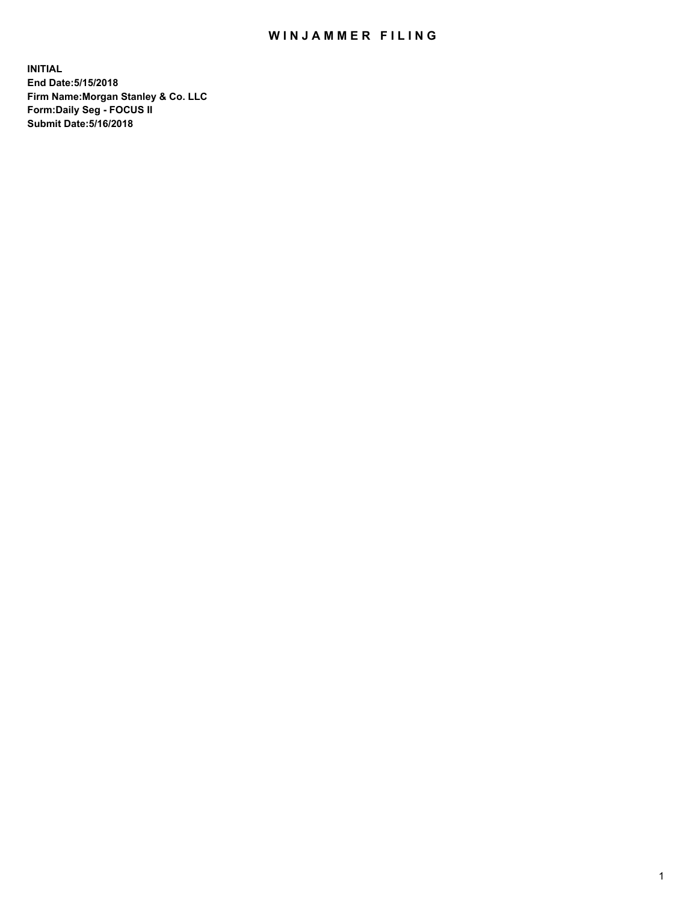# WINJAMMER FILING

**INITIAL**
**End Date:5/15/2018**
**Firm Name:Morgan Stanley & Co. LLC**
**Form:Daily Seg - FOCUS II**
**Submit Date:5/16/2018**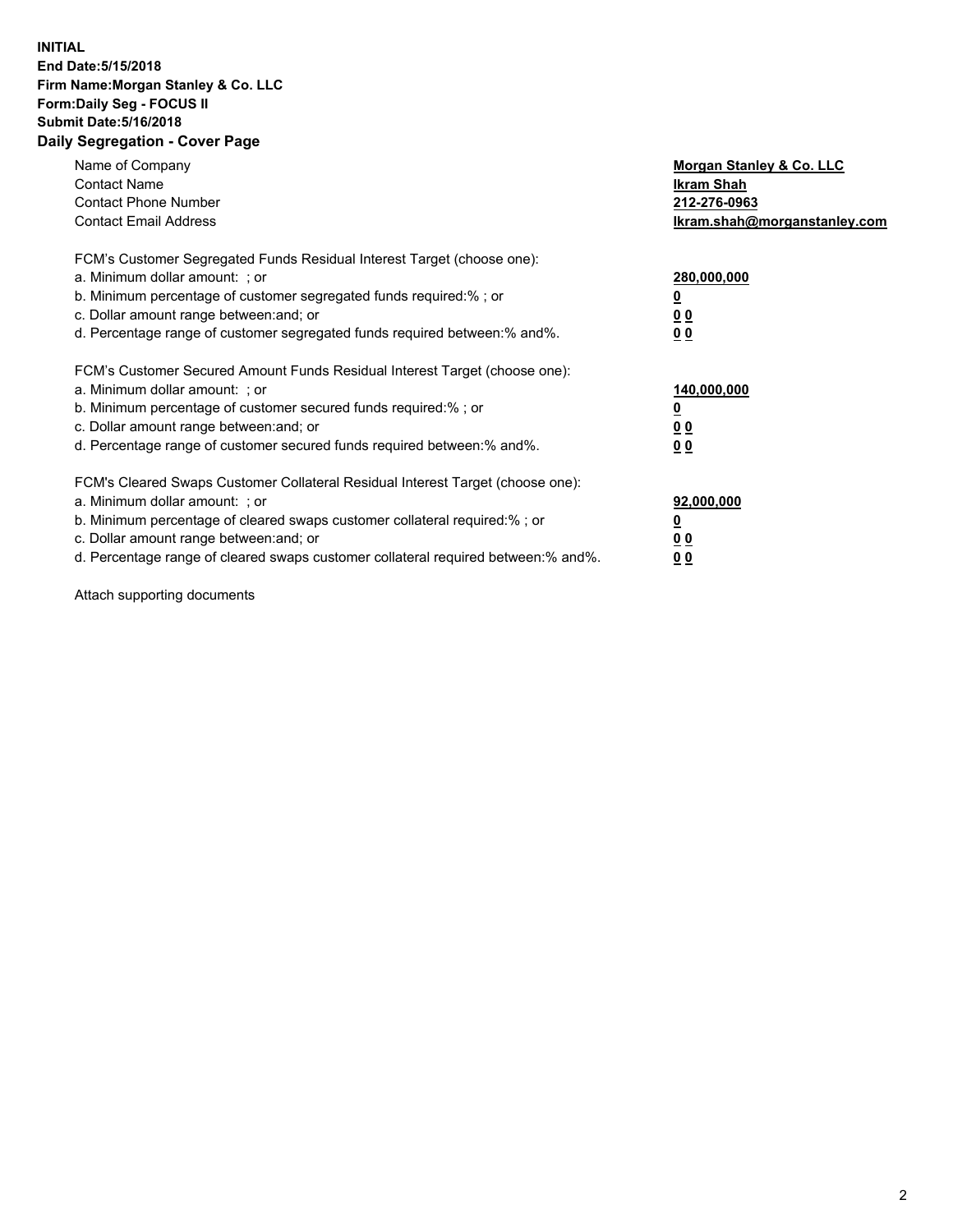**INITIAL**
**End Date:5/15/2018**
**Firm Name:Morgan Stanley & Co. LLC**
**Form:Daily Seg - FOCUS II**
**Submit Date:5/16/2018**

## Daily Segregation - Cover Page

| | |
|---|---|
| Name of Company | **Morgan Stanley & Co. LLC** |
| Contact Name | **Ikram Shah** |
| Contact Phone Number | **212-276-0963** |
| Contact Email Address | **Ikram.shah@morganstanley.com** |

| | |
|---|---|
| FCM's Customer Segregated Funds Residual Interest Target (choose one): | |
| a. Minimum dollar amount: ; or | **280,000,000** |
| b. Minimum percentage of customer segregated funds required:% ; or | **0** |
| c. Dollar amount range between:and; or | **0 0** |
| d. Percentage range of customer segregated funds required between:% and%. | **0 0** |

| | |
|---|---|
| FCM's Customer Secured Amount Funds Residual Interest Target (choose one): | |
| a. Minimum dollar amount: ; or | **140,000,000** |
| b. Minimum percentage of customer secured funds required:% ; or | **0** |
| c. Dollar amount range between:and; or | **0 0** |
| d. Percentage range of customer secured funds required between:% and%. | **0 0** |

| | |
|---|---|
| FCM's Cleared Swaps Customer Collateral Residual Interest Target (choose one): | |
| a. Minimum dollar amount: ; or | **92,000,000** |
| b. Minimum percentage of cleared swaps customer collateral required:% ; or | **0** |
| c. Dollar amount range between:and; or | **0 0** |
| d. Percentage range of cleared swaps customer collateral required between:% and%. | **0 0** |

Attach supporting documents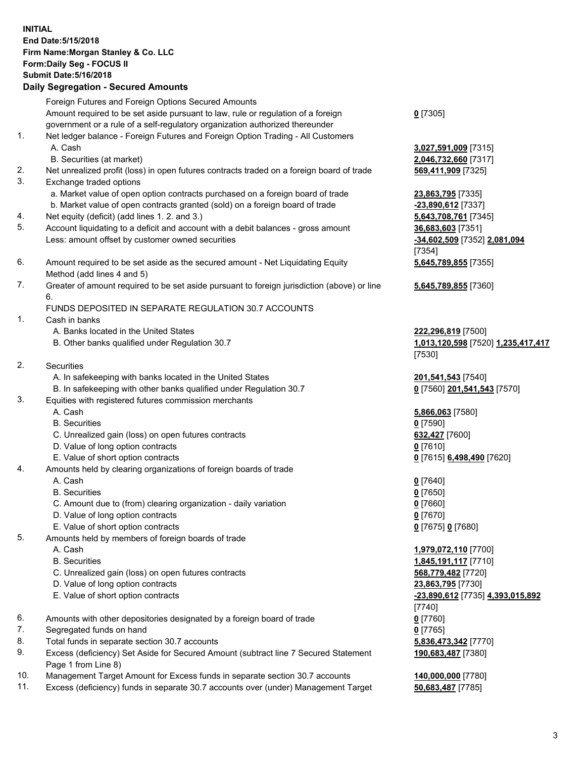**INITIAL**
**End Date:5/15/2018**
**Firm Name:Morgan Stanley & Co. LLC**
**Form:Daily Seg - FOCUS II**
**Submit Date:5/16/2018**

**Daily Segregation - Secured Amounts**

| | | |
|---|---|---|
| | Foreign Futures and Foreign Options Secured Amounts | |
| | Amount required to be set aside pursuant to law, rule or regulation of a foreign government or a rule of a self-regulatory organization authorized thereunder | **0** [7305] |
| 1. | Net ledger balance - Foreign Futures and Foreign Option Trading - All Customers | |
| | A. Cash | **3,027,591,009** [7315] |
| | B. Securities (at market) | **2,046,732,660** [7317] |
| 2. | Net unrealized profit (loss) in open futures contracts traded on a foreign board of trade | **569,411,909** [7325] |
| 3. | Exchange traded options | |
| | a. Market value of open option contracts purchased on a foreign board of trade | **23,863,795** [7335] |
| | b. Market value of open contracts granted (sold) on a foreign board of trade | **-23,890,612** [7337] |
| 4. | Net equity (deficit) (add lines 1. 2. and 3.) | **5,643,708,761** [7345] |
| 5. | Account liquidating to a deficit and account with a debit balances - gross amount | **36,683,603** [7351] |
| | Less: amount offset by customer owned securities | **-34,602,509** [7352] **2,081,094** [7354] |
| 6. | Amount required to be set aside as the secured amount - Net Liquidating Equity Method (add lines 4 and 5) | **5,645,789,855** [7355] |
| 7. | Greater of amount required to be set aside pursuant to foreign jurisdiction (above) or line 6. | **5,645,789,855** [7360] |
| | FUNDS DEPOSITED IN SEPARATE REGULATION 30.7 ACCOUNTS | |
| 1. | Cash in banks | |
| | A. Banks located in the United States | **222,296,819** [7500] |
| | B. Other banks qualified under Regulation 30.7 | **1,013,120,598** [7520] **1,235,417,417** [7530] |
| 2. | Securities | |
| | A. In safekeeping with banks located in the United States | **201,541,543** [7540] |
| | B. In safekeeping with other banks qualified under Regulation 30.7 | **0** [7560] **201,541,543** [7570] |
| 3. | Equities with registered futures commission merchants | |
| | A. Cash | **5,866,063** [7580] |
| | B. Securities | **0** [7590] |
| | C. Unrealized gain (loss) on open futures contracts | **632,427** [7600] |
| | D. Value of long option contracts | **0** [7610] |
| | E. Value of short option contracts | **0** [7615] **6,498,490** [7620] |
| 4. | Amounts held by clearing organizations of foreign boards of trade | |
| | A. Cash | **0** [7640] |
| | B. Securities | **0** [7650] |
| | C. Amount due to (from) clearing organization - daily variation | **0** [7660] |
| | D. Value of long option contracts | **0** [7670] |
| | E. Value of short option contracts | **0** [7675] **0** [7680] |
| 5. | Amounts held by members of foreign boards of trade | |
| | A. Cash | **1,979,072,110** [7700] |
| | B. Securities | **1,845,191,117** [7710] |
| | C. Unrealized gain (loss) on open futures contracts | **568,779,482** [7720] |
| | D. Value of long option contracts | **23,863,795** [7730] |
| | E. Value of short option contracts | **-23,890,612** [7735] **4,393,015,892** [7740] |
| 6. | Amounts with other depositories designated by a foreign board of trade | **0** [7760] |
| 7. | Segregated funds on hand | **0** [7765] |
| 8. | Total funds in separate section 30.7 accounts | **5,836,473,342** [7770] |
| 9. | Excess (deficiency) Set Aside for Secured Amount (subtract line 7 Secured Statement Page 1 from Line 8) | **190,683,487** [7380] |
| 10. | Management Target Amount for Excess funds in separate section 30.7 accounts | **140,000,000** [7780] |
| 11. | Excess (deficiency) funds in separate 30.7 accounts over (under) Management Target | **50,683,487** [7785] |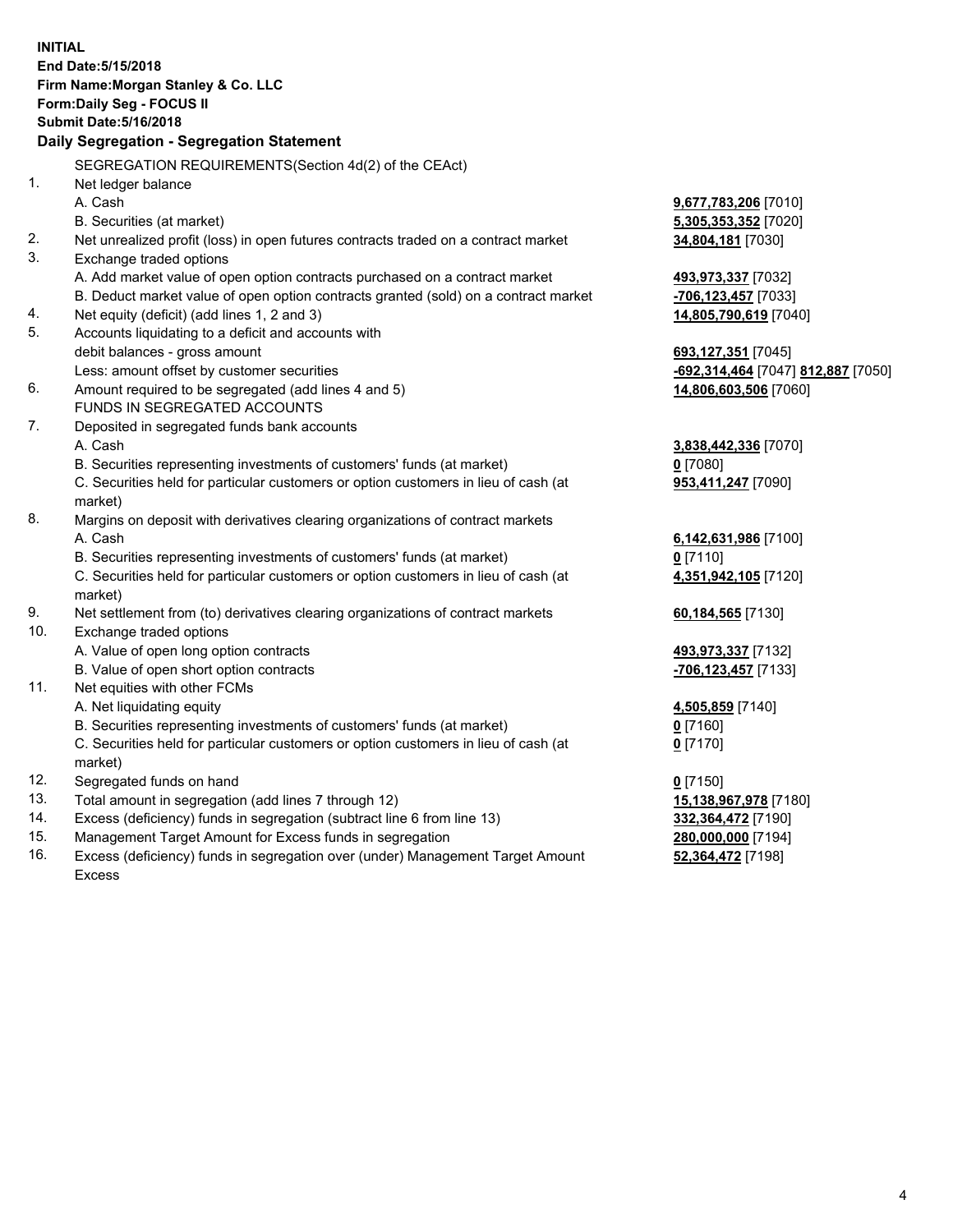**INITIAL**
**End Date:5/15/2018**
**Firm Name:Morgan Stanley & Co. LLC**
**Form:Daily Seg - FOCUS II**
**Submit Date:5/16/2018**

## Daily Segregation - Segregation Statement

SEGREGATION REQUIREMENTS(Section 4d(2) of the CEAct)

| | | |
|---|---|---|
| 1. | Net ledger balance | |
| | A. Cash | **9,677,783,206** [7010] |
| | B. Securities (at market) | **5,305,353,352** [7020] |
| 2. | Net unrealized profit (loss) in open futures contracts traded on a contract market | **34,804,181** [7030] |
| 3. | Exchange traded options | |
| | A. Add market value of open option contracts purchased on a contract market | **493,973,337** [7032] |
| | B. Deduct market value of open option contracts granted (sold) on a contract market | **-706,123,457** [7033] |
| 4. | Net equity (deficit) (add lines 1, 2 and 3) | **14,805,790,619** [7040] |
| 5. | Accounts liquidating to a deficit and accounts with debit balances - gross amount | **693,127,351** [7045] |
| | Less: amount offset by customer securities | **-692,314,464** [7047] **812,887** [7050] |
| 6. | Amount required to be segregated (add lines 4 and 5) | **14,806,603,506** [7060] |
| | FUNDS IN SEGREGATED ACCOUNTS | |
| 7. | Deposited in segregated funds bank accounts | |
| | A. Cash | **3,838,442,336** [7070] |
| | B. Securities representing investments of customers' funds (at market) | **0** [7080] |
| | C. Securities held for particular customers or option customers in lieu of cash (at market) | **953,411,247** [7090] |
| 8. | Margins on deposit with derivatives clearing organizations of contract markets | |
| | A. Cash | **6,142,631,986** [7100] |
| | B. Securities representing investments of customers' funds (at market) | **0** [7110] |
| | C. Securities held for particular customers or option customers in lieu of cash (at market) | **4,351,942,105** [7120] |
| 9. | Net settlement from (to) derivatives clearing organizations of contract markets | **60,184,565** [7130] |
| 10. | Exchange traded options | |
| | A. Value of open long option contracts | **493,973,337** [7132] |
| | B. Value of open short option contracts | **-706,123,457** [7133] |
| 11. | Net equities with other FCMs | |
| | A. Net liquidating equity | **4,505,859** [7140] |
| | B. Securities representing investments of customers' funds (at market) | **0** [7160] |
| | C. Securities held for particular customers or option customers in lieu of cash (at market) | **0** [7170] |
| 12. | Segregated funds on hand | **0** [7150] |
| 13. | Total amount in segregation (add lines 7 through 12) | **15,138,967,978** [7180] |
| 14. | Excess (deficiency) funds in segregation (subtract line 6 from line 13) | **332,364,472** [7190] |
| 15. | Management Target Amount for Excess funds in segregation | **280,000,000** [7194] |
| 16. | Excess (deficiency) funds in segregation over (under) Management Target Amount Excess | **52,364,472** [7198] |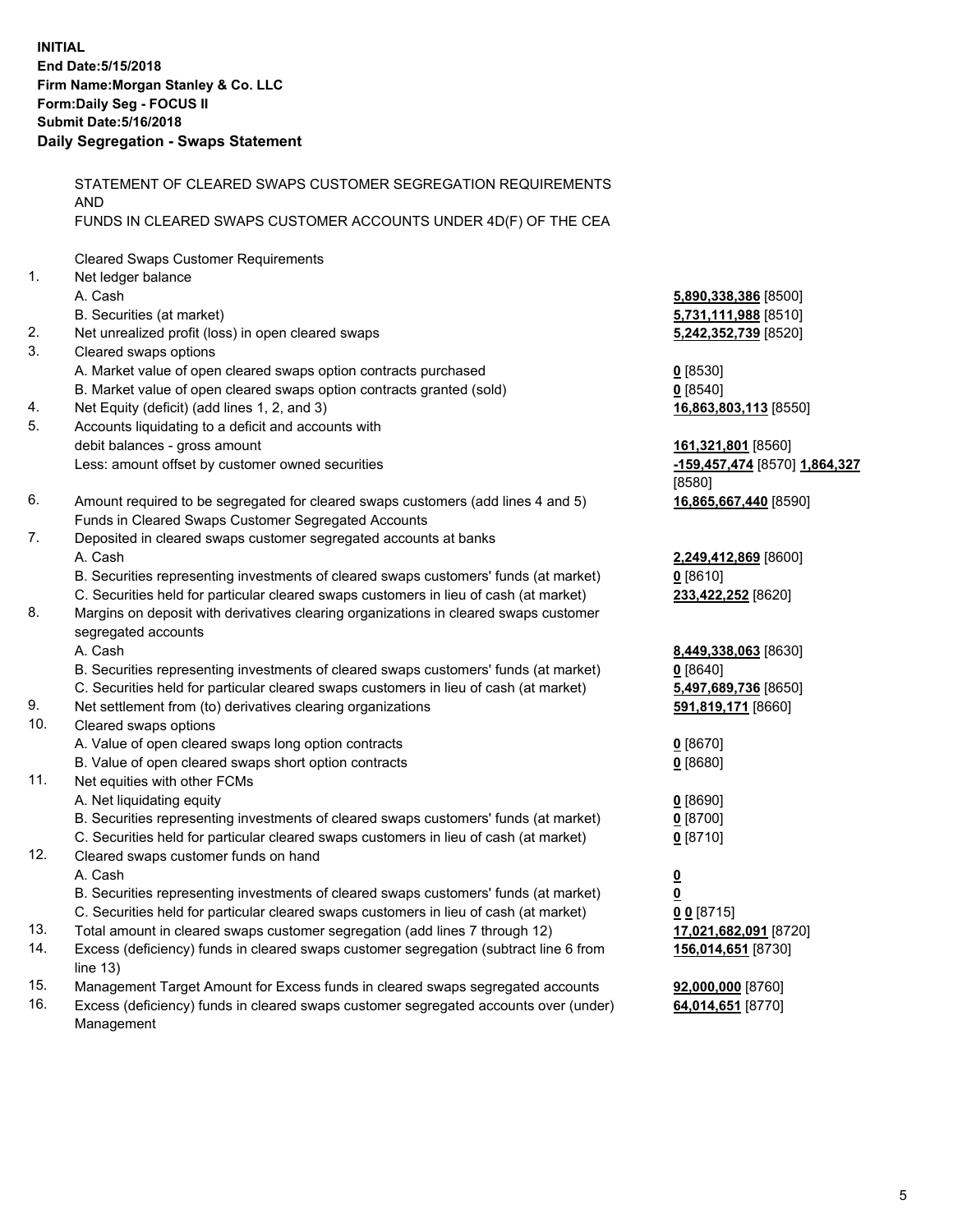**INITIAL**
**End Date:5/15/2018**
**Firm Name:Morgan Stanley & Co. LLC**
**Form:Daily Seg - FOCUS II**
**Submit Date:5/16/2018**
**Daily Segregation - Swaps Statement**

STATEMENT OF CLEARED SWAPS CUSTOMER SEGREGATION REQUIREMENTS AND FUNDS IN CLEARED SWAPS CUSTOMER ACCOUNTS UNDER 4D(F) OF THE CEA

| | | |
|---|---|---|
| | Cleared Swaps Customer Requirements | |
| 1. | Net ledger balance | |
| | A. Cash | 5,890,338,386 [8500] |
| | B. Securities (at market) | 5,731,111,988 [8510] |
| 2. | Net unrealized profit (loss) in open cleared swaps | 5,242,352,739 [8520] |
| 3. | Cleared swaps options | |
| | A. Market value of open cleared swaps option contracts purchased | 0 [8530] |
| | B. Market value of open cleared swaps option contracts granted (sold) | 0 [8540] |
| 4. | Net Equity (deficit) (add lines 1, 2, and 3) | 16,863,803,113 [8550] |
| 5. | Accounts liquidating to a deficit and accounts with debit balances - gross amount | 161,321,801 [8560] |
| | Less: amount offset by customer owned securities | -159,457,474 [8570] 1,864,327 [8580] |
| 6. | Amount required to be segregated for cleared swaps customers (add lines 4 and 5) | 16,865,667,440 [8590] |
| | Funds in Cleared Swaps Customer Segregated Accounts | |
| 7. | Deposited in cleared swaps customer segregated accounts at banks | |
| | A. Cash | 2,249,412,869 [8600] |
| | B. Securities representing investments of cleared swaps customers' funds (at market) | 0 [8610] |
| | C. Securities held for particular cleared swaps customers in lieu of cash (at market) | 233,422,252 [8620] |
| 8. | Margins on deposit with derivatives clearing organizations in cleared swaps customer segregated accounts | |
| | A. Cash | 8,449,338,063 [8630] |
| | B. Securities representing investments of cleared swaps customers' funds (at market) | 0 [8640] |
| | C. Securities held for particular cleared swaps customers in lieu of cash (at market) | 5,497,689,736 [8650] |
| 9. | Net settlement from (to) derivatives clearing organizations | 591,819,171 [8660] |
| 10. | Cleared swaps options | |
| | A. Value of open cleared swaps long option contracts | 0 [8670] |
| | B. Value of open cleared swaps short option contracts | 0 [8680] |
| 11. | Net equities with other FCMs | |
| | A. Net liquidating equity | 0 [8690] |
| | B. Securities representing investments of cleared swaps customers' funds (at market) | 0 [8700] |
| | C. Securities held for particular cleared swaps customers in lieu of cash (at market) | 0 [8710] |
| 12. | Cleared swaps customer funds on hand | |
| | A. Cash | 0 |
| | B. Securities representing investments of cleared swaps customers' funds (at market) | 0 |
| | C. Securities held for particular cleared swaps customers in lieu of cash (at market) | 0 0 [8715] |
| 13. | Total amount in cleared swaps customer segregation (add lines 7 through 12) | 17,021,682,091 [8720] |
| 14. | Excess (deficiency) funds in cleared swaps customer segregation (subtract line 6 from line 13) | 156,014,651 [8730] |
| 15. | Management Target Amount for Excess funds in cleared swaps segregated accounts | 92,000,000 [8760] |
| 16. | Excess (deficiency) funds in cleared swaps customer segregated accounts over (under) Management | 64,014,651 [8770] |